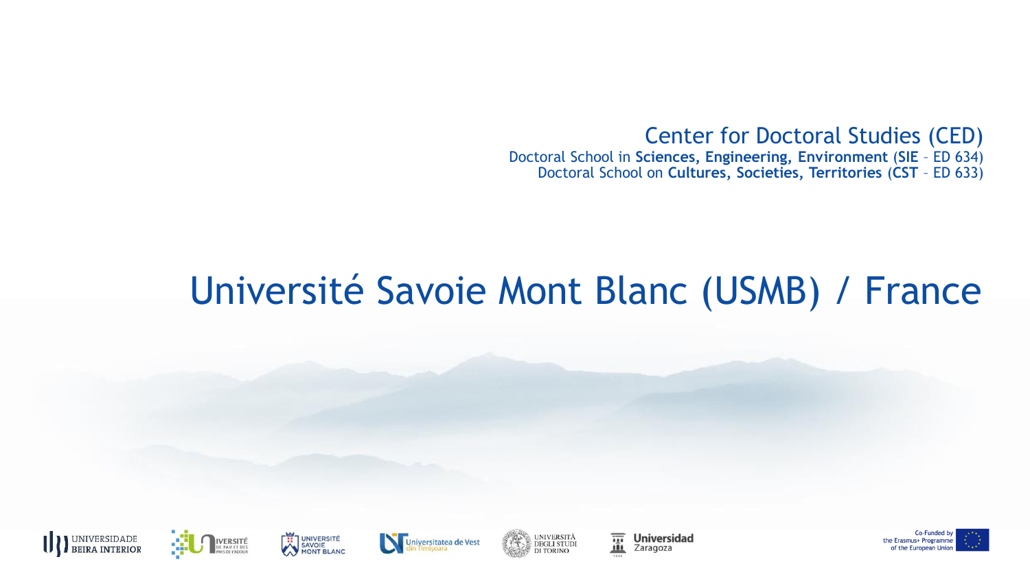Center for Doctoral Studies (CED)

Doctoral School in **Sciences, Engineering, Environment** (**SIE** – ED 634)

Doctoral School on **Cultures, Societies, Territories** (**CST** – ED 633)

# Université Savoie Mont Blanc (USMB) / France

UNIVERSIDADE BEIRA INTERIOR | UNIVERSITÉ DE PAU ET DES PAYS DE L'ADOUR | UNIVERSITÉ SAVOIE MONT BLANC | Universitatea de Vest din Timişoara | UNIVERSITÀ DEGLI STUDI DI TORINO | Universidad Zaragoza

Co-Funded by the Erasmus+ Programme of the European Union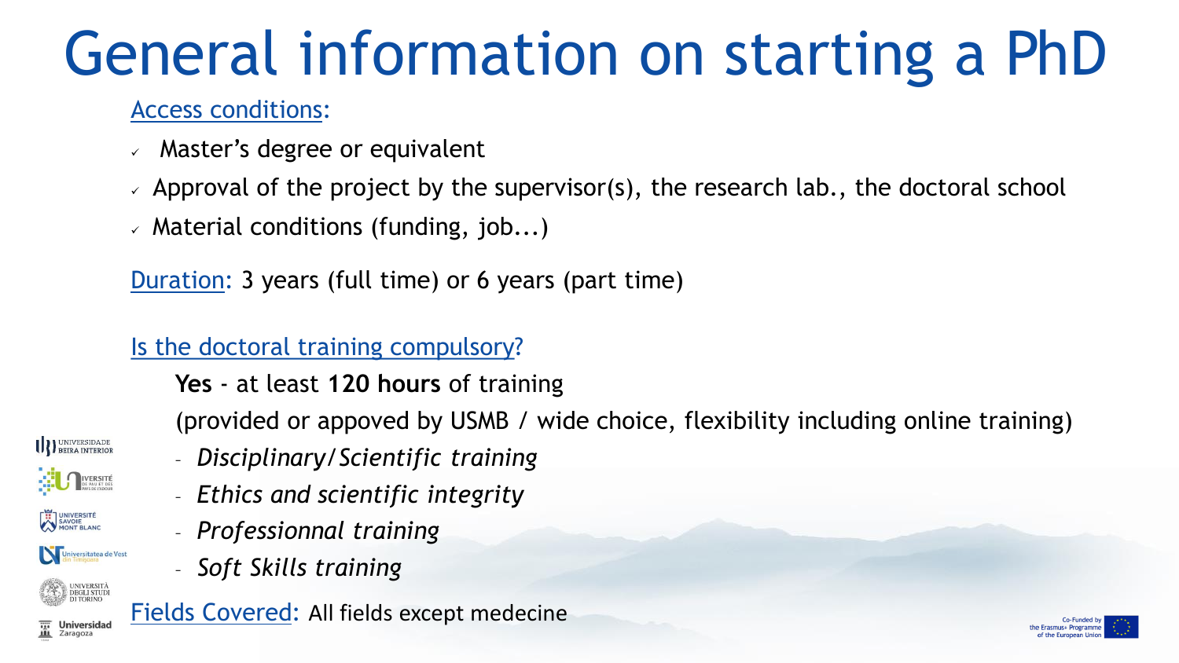# General information on starting a PhD

Access conditions:

- Master's degree or equivalent
- Approval of the project by the supervisor(s), the research lab., the doctoral school
- Material conditions (funding, job...)

Duration: 3 years (full time) or 6 years (part time)

Is the doctoral training compulsory?

**Yes** - at least **120 hours** of training

(provided or appoved by USMB / wide choice, flexibility including online training)

- *Disciplinary/Scientific training*
- *Ethics and scientific integrity*
- *Professionnal training*
- *Soft Skills training*

Fields Covered: All fields except medecine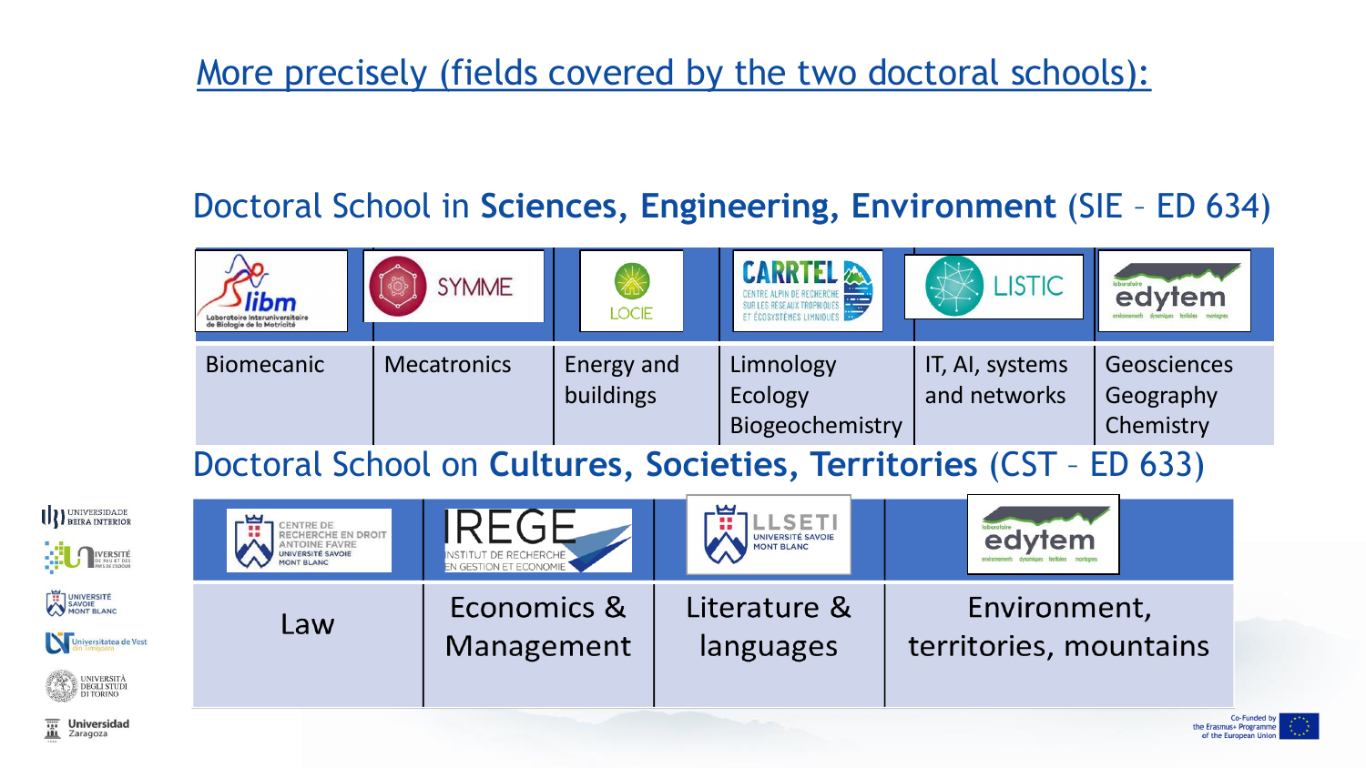## More precisely (fields covered by the two doctoral schools):

### Doctoral School in **Sciences, Engineering, Environment** (SIE – ED 634)

| LIBM (Laboratoire Interuniversitaire de Biologie de la Motricité) | SYMME | LOCIE | CARRTEL (Centre Alpin de Recherche sur les Réseaux Trophiques et Écosystèmes Limniques) | LISTIC | EDYTEM |
| --- | --- | --- | --- | --- | --- |
| Biomecanic | Mecatronics | Energy and buildings | Limnology Ecology Biogeochemistry | IT, AI, systems and networks | Geosciences Geography Chemistry |

### Doctoral School on **Cultures, Societies, Territories** (CST – ED 633)

| Centre de Recherche en Droit Antoine Favre (Université Savoie Mont Blanc) | IREGE (Institut de Recherche en Gestion et Economie) | LLSETI (Université Savoie Mont Blanc) | EDYTEM |
| --- | --- | --- | --- |
| Law | Economics & Management | Literature & languages | Environment, territories, mountains |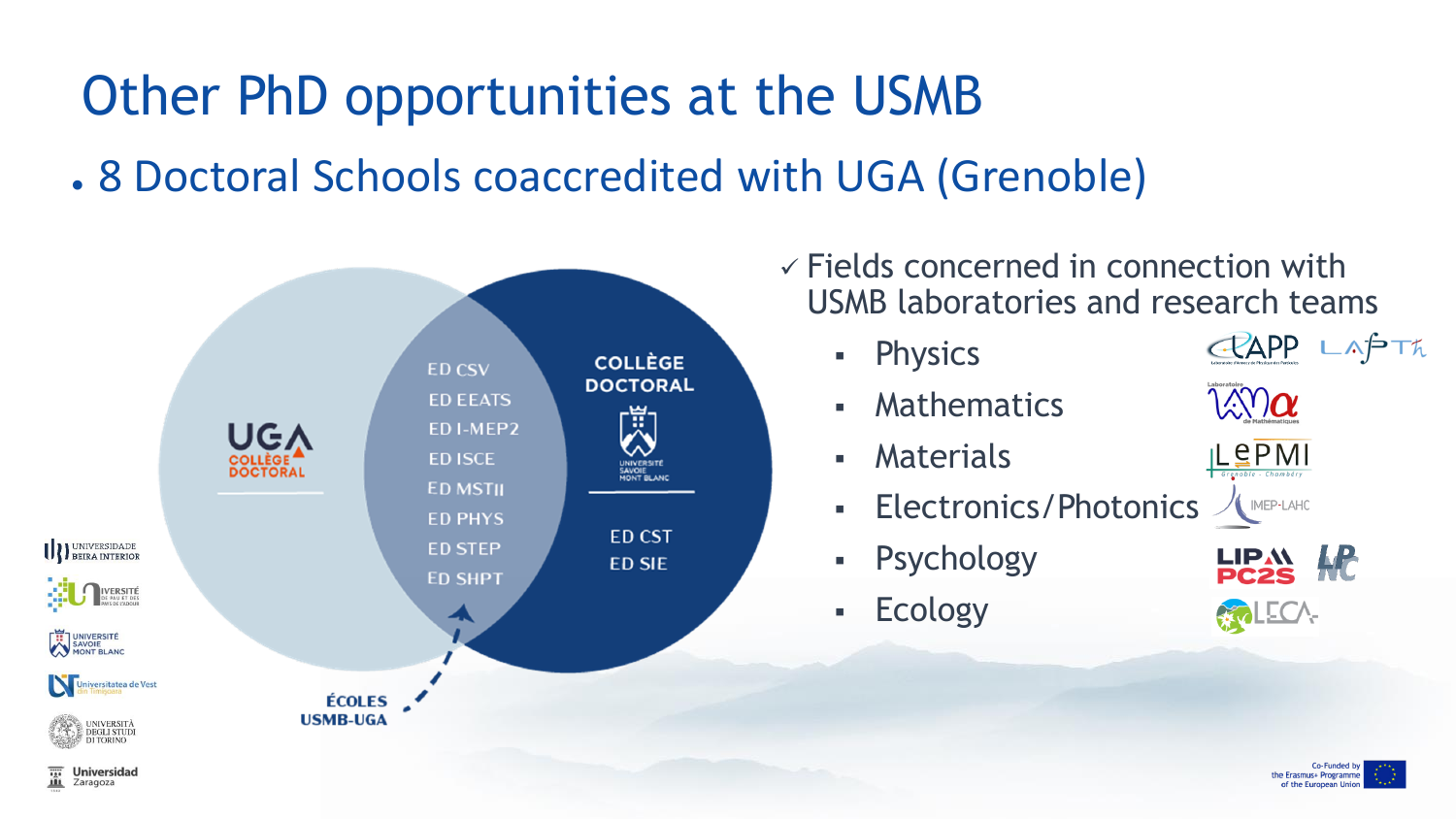# Other PhD opportunities at the USMB

- 8 Doctoral Schools coaccredited with UGA (Grenoble)

UGA COLLÈGE DOCTORAL

ED CSV
ED EEATS
ED I-MEP2
ED ISCE
ED MSTII
ED PHYS
ED STEP
ED SHPT

COLLÈGE DOCTORAL
UNIVERSITÉ SAVOIE MONT BLANC

ED CST
ED SIE

ÉCOLES USMB-UGA

✓ Fields concerned in connection with USMB laboratories and research teams

- Physics — LAPP, LAPTh
- Mathematics — Laboratoire LAMA de Mathématiques
- Materials — LEPMI Grenoble - Chambéry
- Electronics/Photonics — IMEP-LAHC
- Psychology — LIP PC2S, LPNC
- Ecology — LECA

Universidade Beira Interior
Université de Pau et des Pays de l'Adour
Université Savoie Mont Blanc
Universitatea de Vest din Timișoara
Università degli Studi di Torino
Universidad Zaragoza

Co-Funded by the Erasmus+ Programme of the European Union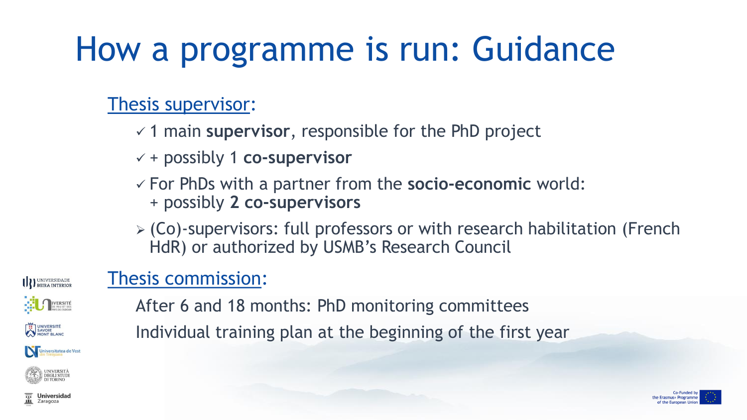# How a programme is run: Guidance

Thesis supervisor:

- ✓ 1 main **supervisor**, responsible for the PhD project
- ✓ + possibly 1 **co-supervisor**
- ✓ For PhDs with a partner from the **socio-economic** world:
  + possibly **2 co-supervisors**
- ➢ (Co)-supervisors: full professors or with research habilitation (French HdR) or authorized by USMB's Research Council

Thesis commission:

After 6 and 18 months: PhD monitoring committees

Individual training plan at the beginning of the first year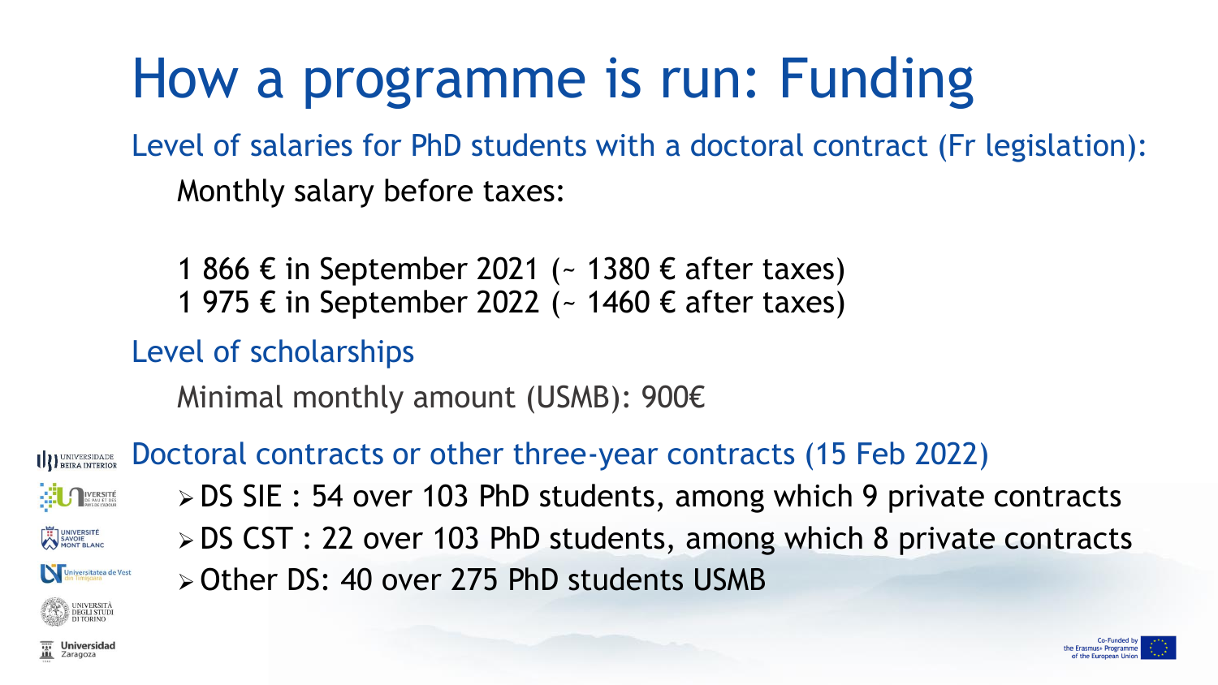# How a programme is run: Funding

## Level of salaries for PhD students with a doctoral contract (Fr legislation):

Monthly salary before taxes:

1 866 € in September 2021 (~ 1380 € after taxes)
1 975 € in September 2022 (~ 1460 € after taxes)

## Level of scholarships

Minimal monthly amount (USMB): 900€

## Doctoral contracts or other three-year contracts (15 Feb 2022)

- DS SIE : 54 over 103 PhD students, among which 9 private contracts
- DS CST : 22 over 103 PhD students, among which 8 private contracts
- Other DS: 40 over 275 PhD students USMB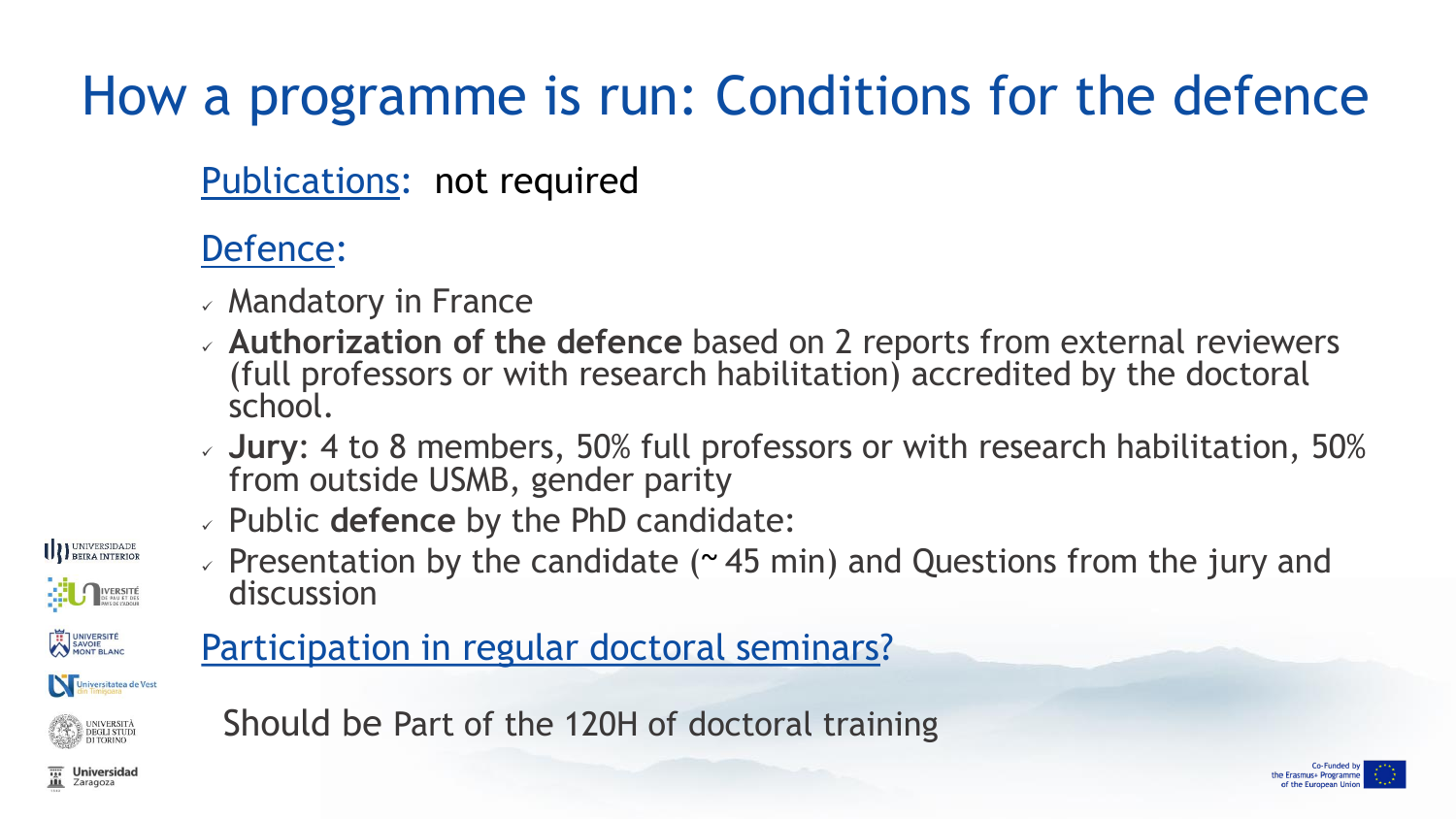# How a programme is run: Conditions for the defence

Publications: not required

Defence:

- Mandatory in France
- **Authorization of the defence** based on 2 reports from external reviewers (full professors or with research habilitation) accredited by the doctoral school.
- **Jury**: 4 to 8 members, 50% full professors or with research habilitation, 50% from outside USMB, gender parity
- Public **defence** by the PhD candidate:
- Presentation by the candidate (~ 45 min) and Questions from the jury and discussion

Participation in regular doctoral seminars?

Should be Part of the 120H of doctoral training

Co-Funded by the Erasmus+ Programme of the European Union